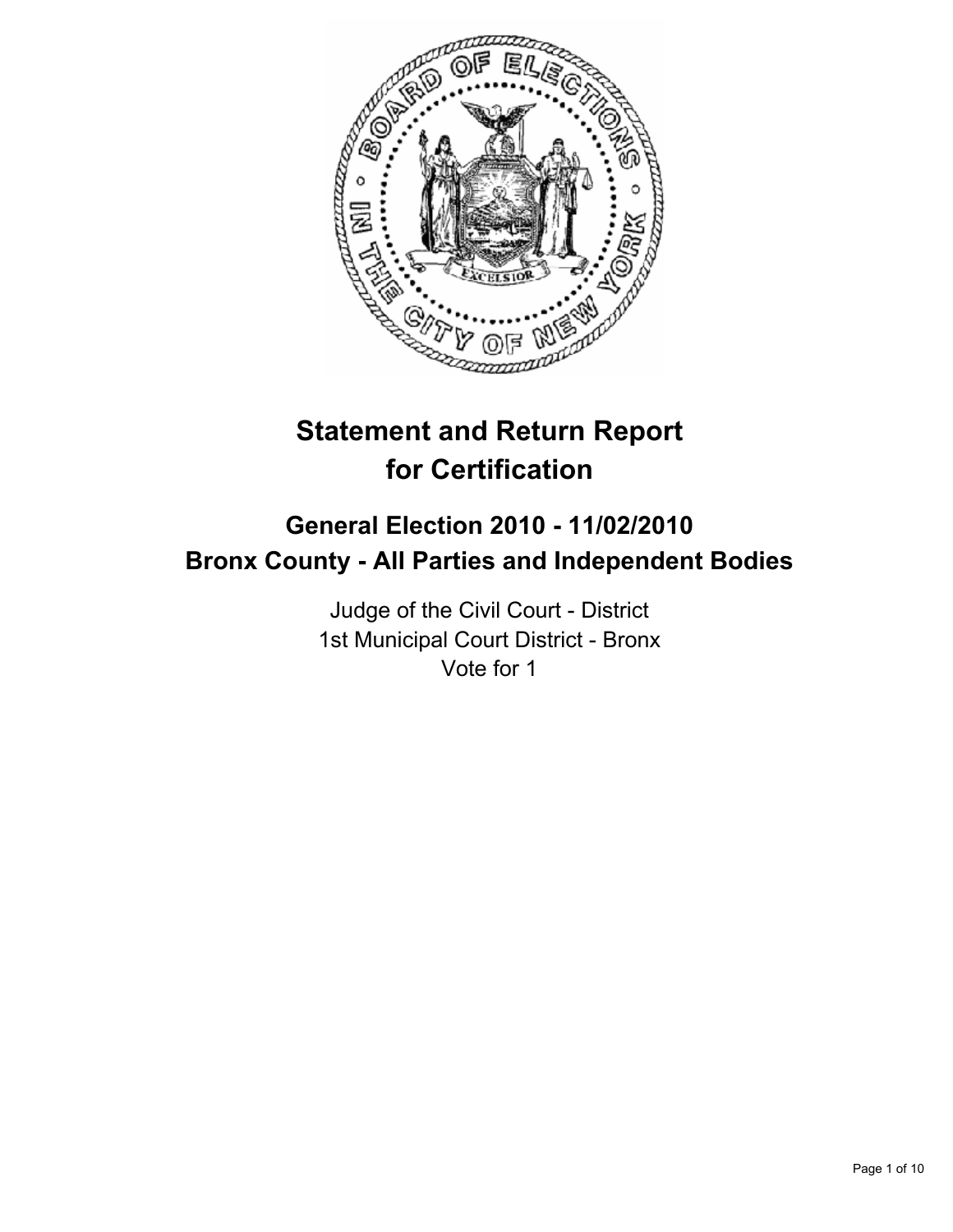# Statement and Return Report for Certification

## General Election 2010 - 11/02/2010
## Bronx County - All Parties and Independent Bodies

Judge of the Civil Court - District
1st Municipal Court District - Bronx
Vote for 1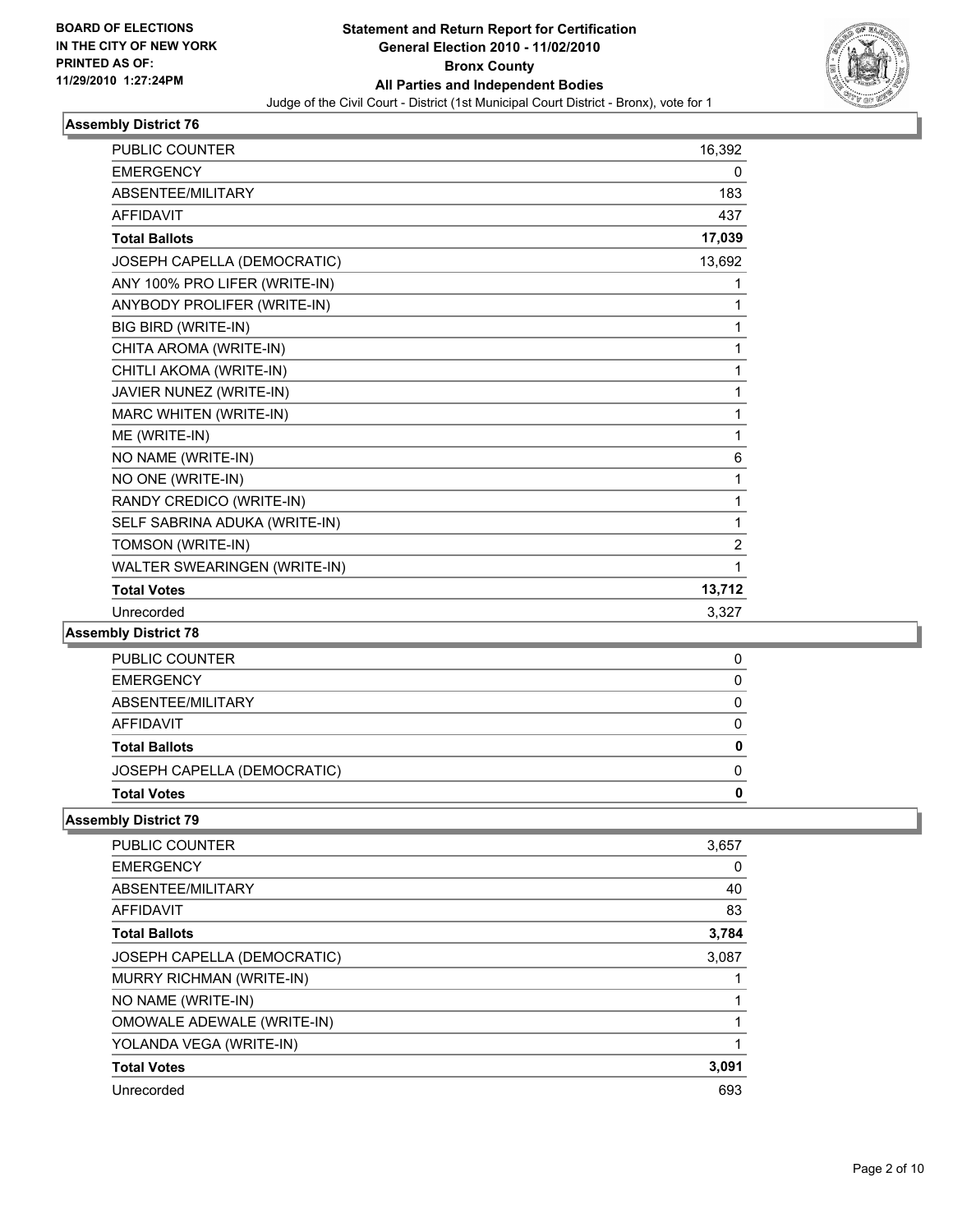**BOARD OF ELECTIONS IN THE CITY OF NEW YORK PRINTED AS OF: 11/29/2010 1:27:24PM**

**Statement and Return Report for Certification**
**General Election 2010 - 11/02/2010**
**Bronx County**
**All Parties and Independent Bodies**

Judge of the Civil Court - District (1st Municipal Court District - Bronx), vote for 1

### Assembly District 76

| | |
|---|---|
| PUBLIC COUNTER | 16,392 |
| EMERGENCY | 0 |
| ABSENTEE/MILITARY | 183 |
| AFFIDAVIT | 437 |
| **Total Ballots** | **17,039** |
| JOSEPH CAPELLA (DEMOCRATIC) | 13,692 |
| ANY 100% PRO LIFER (WRITE-IN) | 1 |
| ANYBODY PROLIFER (WRITE-IN) | 1 |
| BIG BIRD (WRITE-IN) | 1 |
| CHITA AROMA (WRITE-IN) | 1 |
| CHITLI AKOMA (WRITE-IN) | 1 |
| JAVIER NUNEZ (WRITE-IN) | 1 |
| MARC WHITEN (WRITE-IN) | 1 |
| ME (WRITE-IN) | 1 |
| NO NAME (WRITE-IN) | 6 |
| NO ONE (WRITE-IN) | 1 |
| RANDY CREDICO (WRITE-IN) | 1 |
| SELF SABRINA ADUKA (WRITE-IN) | 1 |
| TOMSON (WRITE-IN) | 2 |
| WALTER SWEARINGEN (WRITE-IN) | 1 |
| **Total Votes** | **13,712** |
| Unrecorded | 3,327 |

### Assembly District 78

| | |
|---|---|
| PUBLIC COUNTER | 0 |
| EMERGENCY | 0 |
| ABSENTEE/MILITARY | 0 |
| AFFIDAVIT | 0 |
| **Total Ballots** | **0** |
| JOSEPH CAPELLA (DEMOCRATIC) | 0 |
| **Total Votes** | **0** |

### Assembly District 79

| | |
|---|---|
| PUBLIC COUNTER | 3,657 |
| EMERGENCY | 0 |
| ABSENTEE/MILITARY | 40 |
| AFFIDAVIT | 83 |
| **Total Ballots** | **3,784** |
| JOSEPH CAPELLA (DEMOCRATIC) | 3,087 |
| MURRY RICHMAN (WRITE-IN) | 1 |
| NO NAME (WRITE-IN) | 1 |
| OMOWALE ADEWALE (WRITE-IN) | 1 |
| YOLANDA VEGA (WRITE-IN) | 1 |
| **Total Votes** | **3,091** |
| Unrecorded | 693 |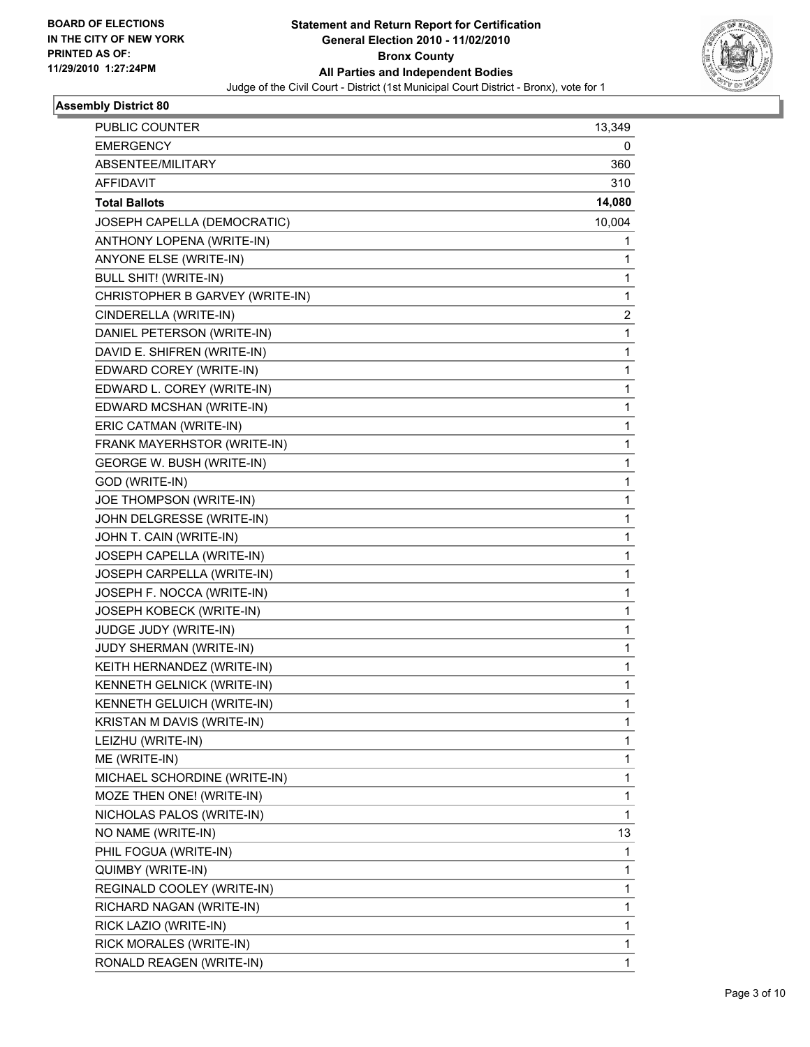**BOARD OF ELECTIONS IN THE CITY OF NEW YORK PRINTED AS OF: 11/29/2010 1:27:24PM**

# Statement and Return Report for Certification
## General Election 2010 - 11/02/2010
## Bronx County
## All Parties and Independent Bodies

Judge of the Civil Court - District (1st Municipal Court District - Bronx), vote for 1

### Assembly District 80

| | |
|---|---|
| PUBLIC COUNTER | 13,349 |
| EMERGENCY | 0 |
| ABSENTEE/MILITARY | 360 |
| AFFIDAVIT | 310 |
| **Total Ballots** | **14,080** |
| JOSEPH CAPELLA (DEMOCRATIC) | 10,004 |
| ANTHONY LOPENA (WRITE-IN) | 1 |
| ANYONE ELSE (WRITE-IN) | 1 |
| BULL SHIT! (WRITE-IN) | 1 |
| CHRISTOPHER B GARVEY (WRITE-IN) | 1 |
| CINDERELLA (WRITE-IN) | 2 |
| DANIEL PETERSON (WRITE-IN) | 1 |
| DAVID E. SHIFREN (WRITE-IN) | 1 |
| EDWARD COREY (WRITE-IN) | 1 |
| EDWARD L. COREY (WRITE-IN) | 1 |
| EDWARD MCSHAN (WRITE-IN) | 1 |
| ERIC CATMAN (WRITE-IN) | 1 |
| FRANK MAYERHSTOR (WRITE-IN) | 1 |
| GEORGE W. BUSH (WRITE-IN) | 1 |
| GOD (WRITE-IN) | 1 |
| JOE THOMPSON (WRITE-IN) | 1 |
| JOHN DELGRESSE (WRITE-IN) | 1 |
| JOHN T. CAIN (WRITE-IN) | 1 |
| JOSEPH CAPELLA (WRITE-IN) | 1 |
| JOSEPH CARPELLA (WRITE-IN) | 1 |
| JOSEPH F. NOCCA (WRITE-IN) | 1 |
| JOSEPH KOBECK (WRITE-IN) | 1 |
| JUDGE JUDY (WRITE-IN) | 1 |
| JUDY SHERMAN (WRITE-IN) | 1 |
| KEITH HERNANDEZ (WRITE-IN) | 1 |
| KENNETH GELNICK (WRITE-IN) | 1 |
| KENNETH GELUICH (WRITE-IN) | 1 |
| KRISTAN M DAVIS (WRITE-IN) | 1 |
| LEIZHU (WRITE-IN) | 1 |
| ME (WRITE-IN) | 1 |
| MICHAEL SCHORDINE (WRITE-IN) | 1 |
| MOZE THEN ONE! (WRITE-IN) | 1 |
| NICHOLAS PALOS (WRITE-IN) | 1 |
| NO NAME (WRITE-IN) | 13 |
| PHIL FOGUA (WRITE-IN) | 1 |
| QUIMBY (WRITE-IN) | 1 |
| REGINALD COOLEY (WRITE-IN) | 1 |
| RICHARD NAGAN (WRITE-IN) | 1 |
| RICK LAZIO (WRITE-IN) | 1 |
| RICK MORALES (WRITE-IN) | 1 |
| RONALD REAGEN (WRITE-IN) | 1 |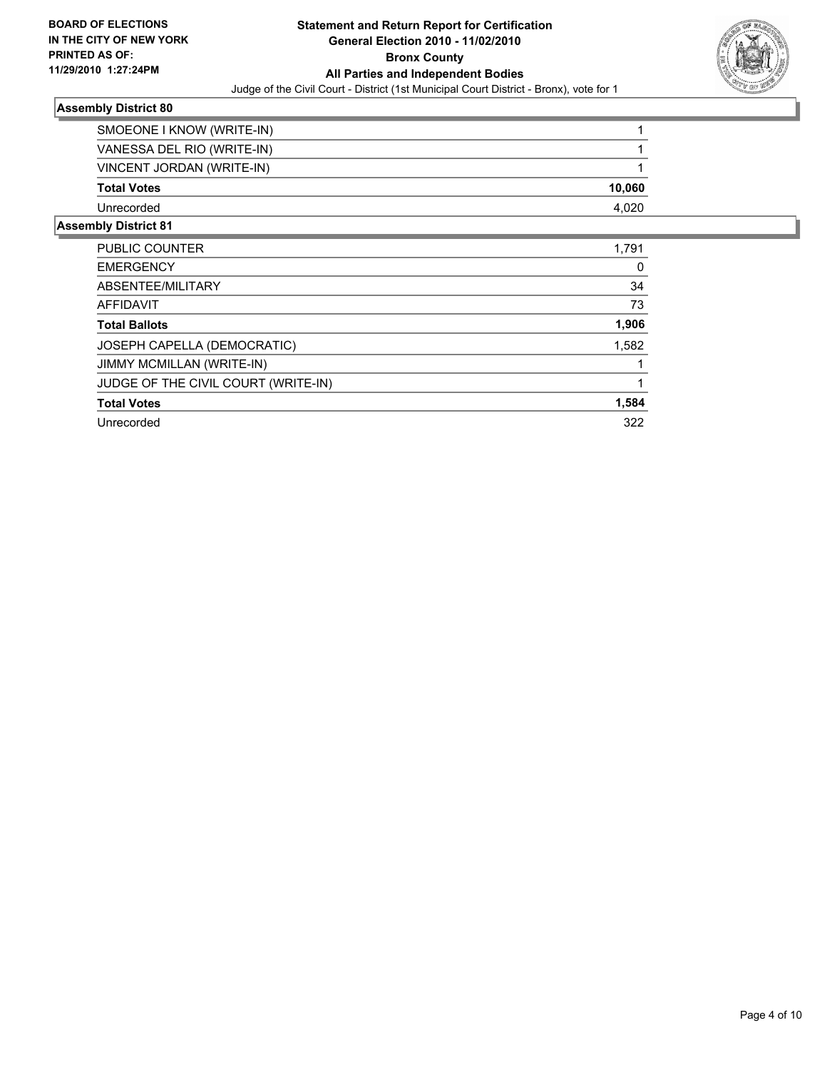**BOARD OF ELECTIONS IN THE CITY OF NEW YORK PRINTED AS OF: 11/29/2010 1:27:24PM**

# Statement and Return Report for Certification
## General Election 2010 - 11/02/2010
## Bronx County
## All Parties and Independent Bodies

Judge of the Civil Court - District (1st Municipal Court District - Bronx), vote for 1

### Assembly District 80

| | |
|---|---|
| SMOEONE I KNOW (WRITE-IN) | 1 |
| VANESSA DEL RIO (WRITE-IN) | 1 |
| VINCENT JORDAN (WRITE-IN) | 1 |
| **Total Votes** | **10,060** |
| Unrecorded | 4,020 |

### Assembly District 81

| | |
|---|---|
| PUBLIC COUNTER | 1,791 |
| EMERGENCY | 0 |
| ABSENTEE/MILITARY | 34 |
| AFFIDAVIT | 73 |
| **Total Ballots** | **1,906** |
| JOSEPH CAPELLA (DEMOCRATIC) | 1,582 |
| JIMMY MCMILLAN (WRITE-IN) | 1 |
| JUDGE OF THE CIVIL COURT (WRITE-IN) | 1 |
| **Total Votes** | **1,584** |
| Unrecorded | 322 |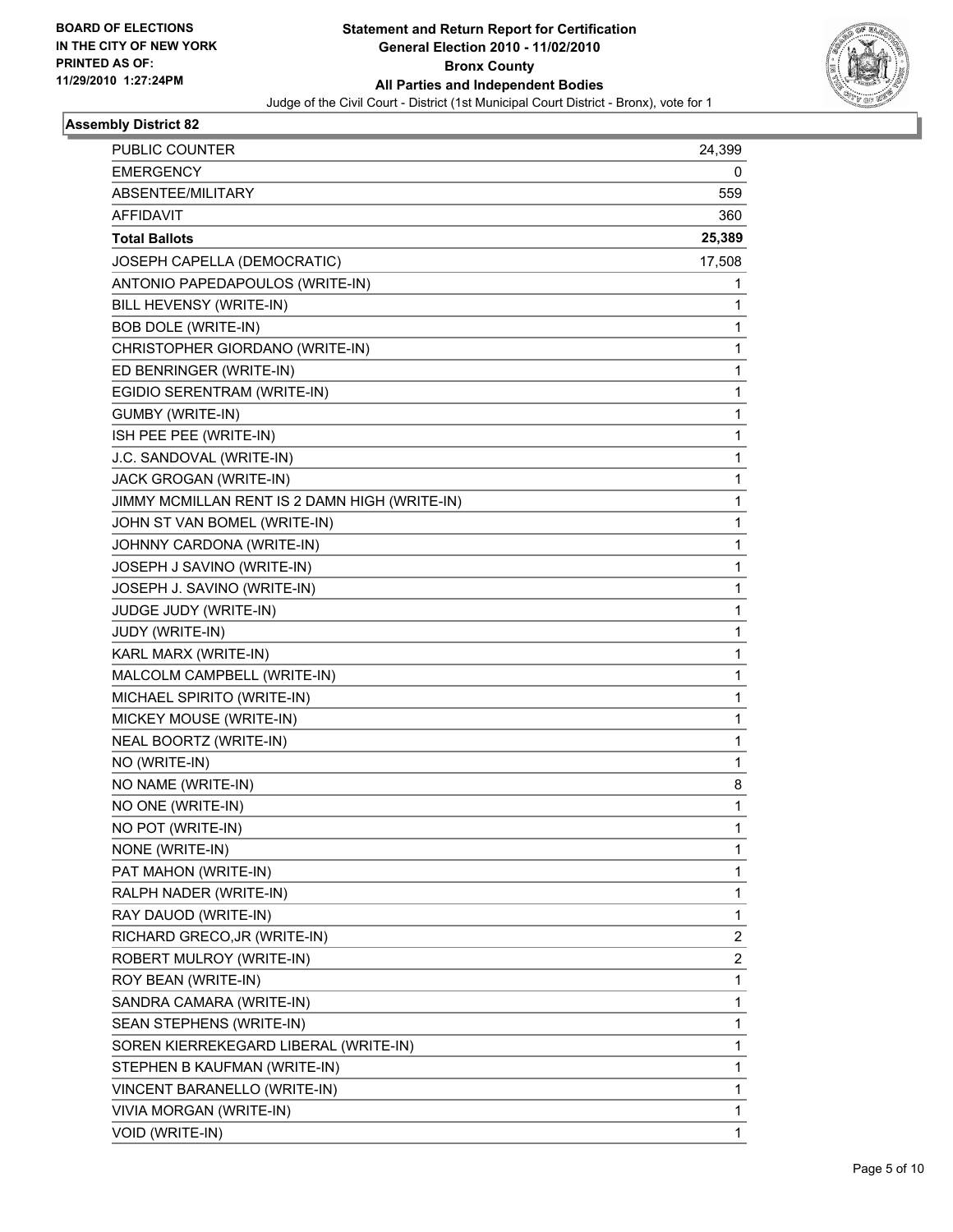BOARD OF ELECTIONS
IN THE CITY OF NEW YORK
PRINTED AS OF:
11/29/2010 1:27:24PM

**Statement and Return Report for Certification**
**General Election 2010 - 11/02/2010**
**Bronx County**
**All Parties and Independent Bodies**
Judge of the Civil Court - District (1st Municipal Court District - Bronx), vote for 1

## Assembly District 82

| | |
|---|---|
| PUBLIC COUNTER | 24,399 |
| EMERGENCY | 0 |
| ABSENTEE/MILITARY | 559 |
| AFFIDAVIT | 360 |
| **Total Ballots** | **25,389** |
| JOSEPH CAPELLA (DEMOCRATIC) | 17,508 |
| ANTONIO PAPEDAPOULOS (WRITE-IN) | 1 |
| BILL HEVENSY (WRITE-IN) | 1 |
| BOB DOLE (WRITE-IN) | 1 |
| CHRISTOPHER GIORDANO (WRITE-IN) | 1 |
| ED BENRINGER (WRITE-IN) | 1 |
| EGIDIO SERENTRAM (WRITE-IN) | 1 |
| GUMBY (WRITE-IN) | 1 |
| ISH PEE PEE (WRITE-IN) | 1 |
| J.C. SANDOVAL (WRITE-IN) | 1 |
| JACK GROGAN (WRITE-IN) | 1 |
| JIMMY MCMILLAN RENT IS 2 DAMN HIGH (WRITE-IN) | 1 |
| JOHN ST VAN BOMEL (WRITE-IN) | 1 |
| JOHNNY CARDONA (WRITE-IN) | 1 |
| JOSEPH J SAVINO (WRITE-IN) | 1 |
| JOSEPH J. SAVINO (WRITE-IN) | 1 |
| JUDGE JUDY (WRITE-IN) | 1 |
| JUDY (WRITE-IN) | 1 |
| KARL MARX (WRITE-IN) | 1 |
| MALCOLM CAMPBELL (WRITE-IN) | 1 |
| MICHAEL SPIRITO (WRITE-IN) | 1 |
| MICKEY MOUSE (WRITE-IN) | 1 |
| NEAL BOORTZ (WRITE-IN) | 1 |
| NO (WRITE-IN) | 1 |
| NO NAME (WRITE-IN) | 8 |
| NO ONE (WRITE-IN) | 1 |
| NO POT (WRITE-IN) | 1 |
| NONE (WRITE-IN) | 1 |
| PAT MAHON (WRITE-IN) | 1 |
| RALPH NADER (WRITE-IN) | 1 |
| RAY DAUOD (WRITE-IN) | 1 |
| RICHARD GRECO,JR (WRITE-IN) | 2 |
| ROBERT MULROY (WRITE-IN) | 2 |
| ROY BEAN (WRITE-IN) | 1 |
| SANDRA CAMARA (WRITE-IN) | 1 |
| SEAN STEPHENS (WRITE-IN) | 1 |
| SOREN KIERREKEGARD LIBERAL (WRITE-IN) | 1 |
| STEPHEN B KAUFMAN (WRITE-IN) | 1 |
| VINCENT BARANELLO (WRITE-IN) | 1 |
| VIVIA MORGAN (WRITE-IN) | 1 |
| VOID (WRITE-IN) | 1 |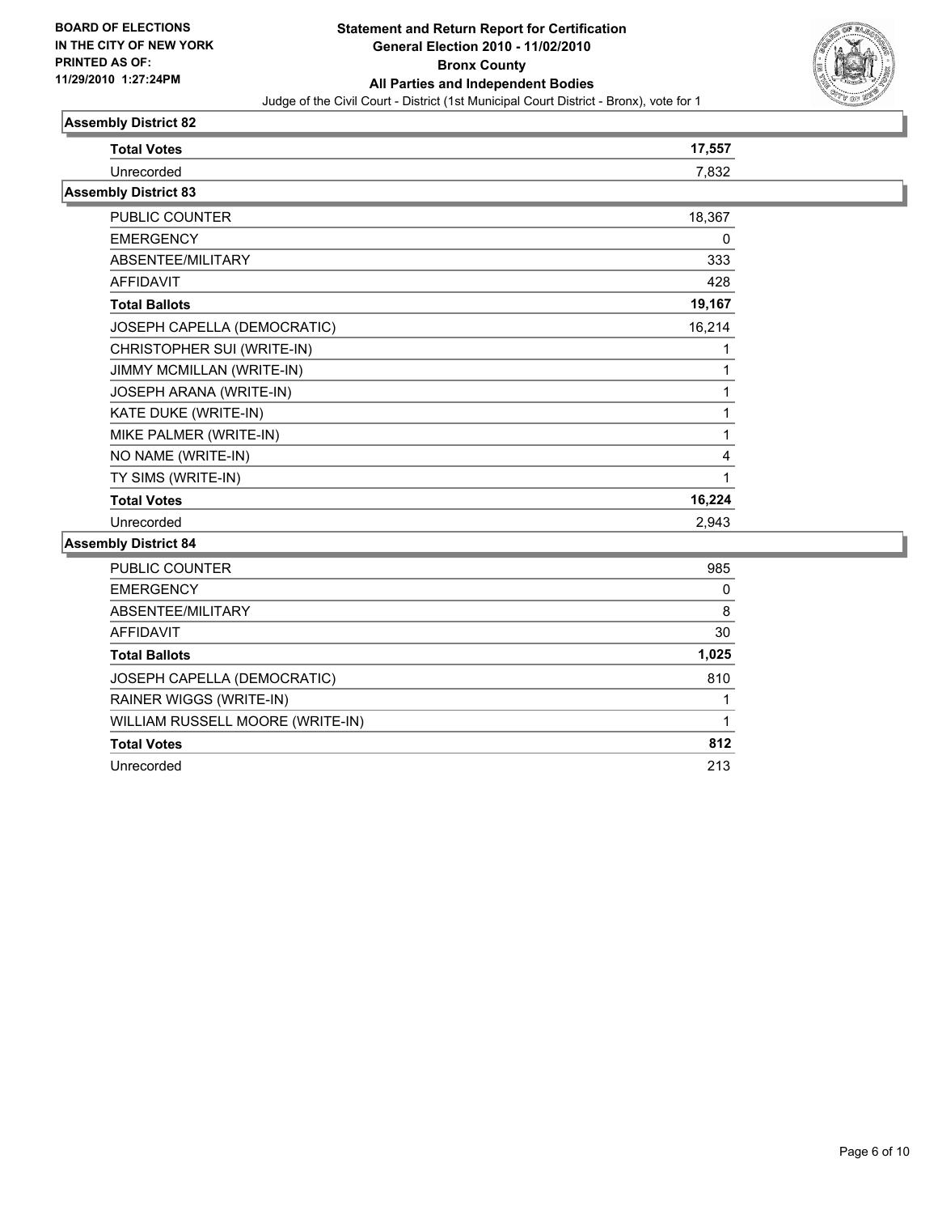**BOARD OF ELECTIONS IN THE CITY OF NEW YORK PRINTED AS OF: 11/29/2010 1:27:24PM**

# Statement and Return Report for Certification
## General Election 2010 - 11/02/2010
## Bronx County
## All Parties and Independent Bodies
Judge of the Civil Court - District (1st Municipal Court District - Bronx), vote for 1

### Assembly District 82

| | |
|---|---|
| **Total Votes** | **17,557** |
| Unrecorded | 7,832 |

### Assembly District 83

| | |
|---|---|
| PUBLIC COUNTER | 18,367 |
| EMERGENCY | 0 |
| ABSENTEE/MILITARY | 333 |
| AFFIDAVIT | 428 |
| **Total Ballots** | **19,167** |
| JOSEPH CAPELLA (DEMOCRATIC) | 16,214 |
| CHRISTOPHER SUI (WRITE-IN) | 1 |
| JIMMY MCMILLAN (WRITE-IN) | 1 |
| JOSEPH ARANA (WRITE-IN) | 1 |
| KATE DUKE (WRITE-IN) | 1 |
| MIKE PALMER (WRITE-IN) | 1 |
| NO NAME (WRITE-IN) | 4 |
| TY SIMS (WRITE-IN) | 1 |
| **Total Votes** | **16,224** |
| Unrecorded | 2,943 |

### Assembly District 84

| | |
|---|---|
| PUBLIC COUNTER | 985 |
| EMERGENCY | 0 |
| ABSENTEE/MILITARY | 8 |
| AFFIDAVIT | 30 |
| **Total Ballots** | **1,025** |
| JOSEPH CAPELLA (DEMOCRATIC) | 810 |
| RAINER WIGGS (WRITE-IN) | 1 |
| WILLIAM RUSSELL MOORE (WRITE-IN) | 1 |
| **Total Votes** | **812** |
| Unrecorded | 213 |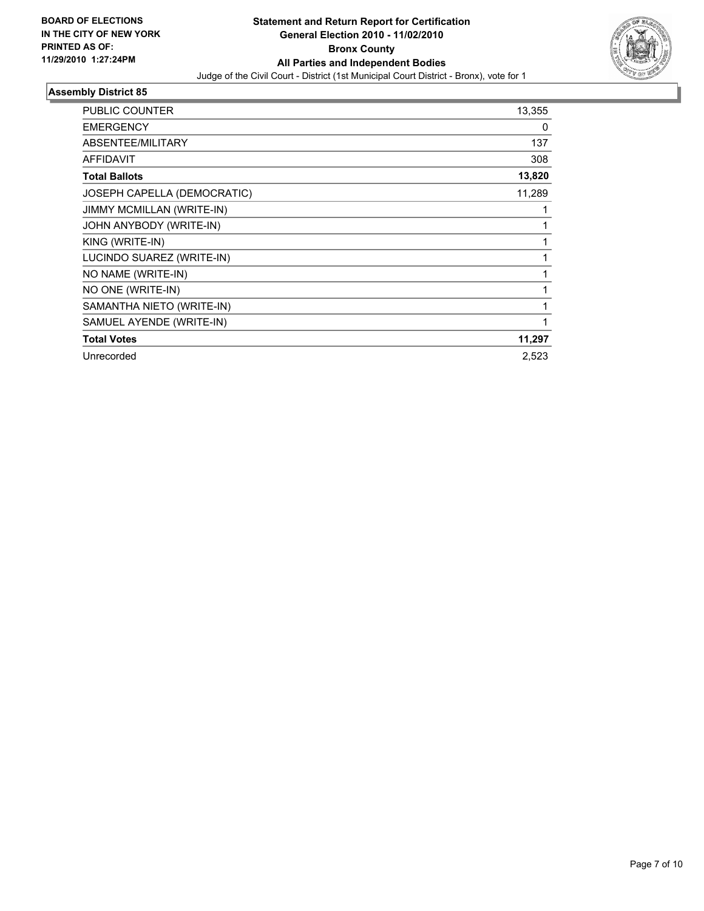**BOARD OF ELECTIONS IN THE CITY OF NEW YORK PRINTED AS OF: 11/29/2010 1:27:24PM**

**Statement and Return Report for Certification**
**General Election 2010 - 11/02/2010**
**Bronx County**
**All Parties and Independent Bodies**
Judge of the Civil Court - District (1st Municipal Court District - Bronx), vote for 1

### Assembly District 85

| | |
|---|---|
| PUBLIC COUNTER | 13,355 |
| EMERGENCY | 0 |
| ABSENTEE/MILITARY | 137 |
| AFFIDAVIT | 308 |
| **Total Ballots** | **13,820** |
| JOSEPH CAPELLA (DEMOCRATIC) | 11,289 |
| JIMMY MCMILLAN (WRITE-IN) | 1 |
| JOHN ANYBODY (WRITE-IN) | 1 |
| KING (WRITE-IN) | 1 |
| LUCINDO SUAREZ (WRITE-IN) | 1 |
| NO NAME (WRITE-IN) | 1 |
| NO ONE (WRITE-IN) | 1 |
| SAMANTHA NIETO (WRITE-IN) | 1 |
| SAMUEL AYENDE (WRITE-IN) | 1 |
| **Total Votes** | **11,297** |
| Unrecorded | 2,523 |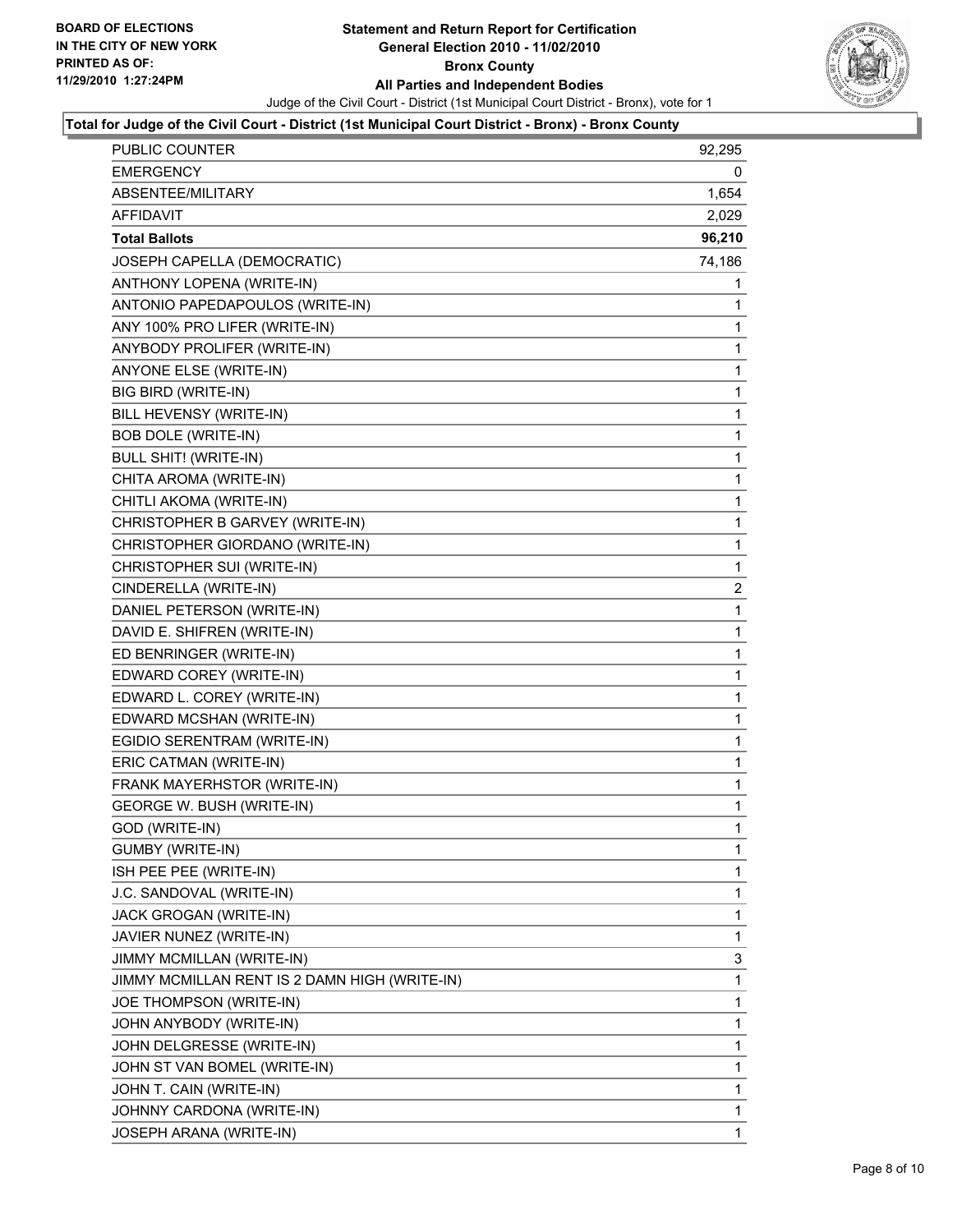**BOARD OF ELECTIONS IN THE CITY OF NEW YORK PRINTED AS OF: 11/29/2010 1:27:24PM**

# Statement and Return Report for Certification
## General Election 2010 - 11/02/2010
## Bronx County
## All Parties and Independent Bodies

Judge of the Civil Court - District (1st Municipal Court District - Bronx), vote for 1

**Total for Judge of the Civil Court - District (1st Municipal Court District - Bronx) - Bronx County**

| | |
|---|---|
| PUBLIC COUNTER | 92,295 |
| EMERGENCY | 0 |
| ABSENTEE/MILITARY | 1,654 |
| AFFIDAVIT | 2,029 |
| **Total Ballots** | **96,210** |
| JOSEPH CAPELLA (DEMOCRATIC) | 74,186 |
| ANTHONY LOPENA (WRITE-IN) | 1 |
| ANTONIO PAPEDAPOULOS (WRITE-IN) | 1 |
| ANY 100% PRO LIFER (WRITE-IN) | 1 |
| ANYBODY PROLIFER (WRITE-IN) | 1 |
| ANYONE ELSE (WRITE-IN) | 1 |
| BIG BIRD (WRITE-IN) | 1 |
| BILL HEVENSY (WRITE-IN) | 1 |
| BOB DOLE (WRITE-IN) | 1 |
| BULL SHIT! (WRITE-IN) | 1 |
| CHITA AROMA (WRITE-IN) | 1 |
| CHITLI AKOMA (WRITE-IN) | 1 |
| CHRISTOPHER B GARVEY (WRITE-IN) | 1 |
| CHRISTOPHER GIORDANO (WRITE-IN) | 1 |
| CHRISTOPHER SUI (WRITE-IN) | 1 |
| CINDERELLA (WRITE-IN) | 2 |
| DANIEL PETERSON (WRITE-IN) | 1 |
| DAVID E. SHIFREN (WRITE-IN) | 1 |
| ED BENRINGER (WRITE-IN) | 1 |
| EDWARD COREY (WRITE-IN) | 1 |
| EDWARD L. COREY (WRITE-IN) | 1 |
| EDWARD MCSHAN (WRITE-IN) | 1 |
| EGIDIO SERENTRAM (WRITE-IN) | 1 |
| ERIC CATMAN (WRITE-IN) | 1 |
| FRANK MAYERHSTOR (WRITE-IN) | 1 |
| GEORGE W. BUSH (WRITE-IN) | 1 |
| GOD (WRITE-IN) | 1 |
| GUMBY (WRITE-IN) | 1 |
| ISH PEE PEE (WRITE-IN) | 1 |
| J.C. SANDOVAL (WRITE-IN) | 1 |
| JACK GROGAN (WRITE-IN) | 1 |
| JAVIER NUNEZ (WRITE-IN) | 1 |
| JIMMY MCMILLAN (WRITE-IN) | 3 |
| JIMMY MCMILLAN RENT IS 2 DAMN HIGH (WRITE-IN) | 1 |
| JOE THOMPSON (WRITE-IN) | 1 |
| JOHN ANYBODY (WRITE-IN) | 1 |
| JOHN DELGRESSE (WRITE-IN) | 1 |
| JOHN ST VAN BOMEL (WRITE-IN) | 1 |
| JOHN T. CAIN (WRITE-IN) | 1 |
| JOHNNY CARDONA (WRITE-IN) | 1 |
| JOSEPH ARANA (WRITE-IN) | 1 |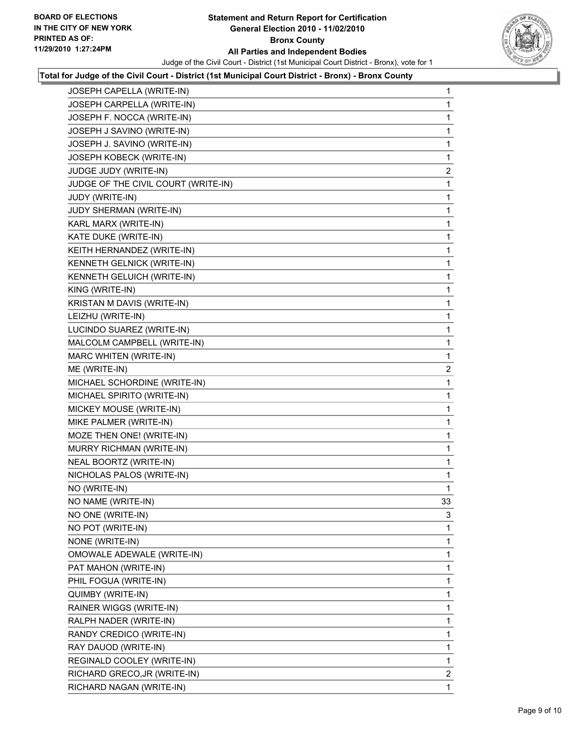**BOARD OF ELECTIONS IN THE CITY OF NEW YORK PRINTED AS OF: 11/29/2010 1:27:24PM**

# Statement and Return Report for Certification
## General Election 2010 - 11/02/2010
## Bronx County
## All Parties and Independent Bodies

Judge of the Civil Court - District (1st Municipal Court District - Bronx), vote for 1

**Total for Judge of the Civil Court - District (1st Municipal Court District - Bronx) - Bronx County**

| | |
|---|---|
| JOSEPH CAPELLA (WRITE-IN) | 1 |
| JOSEPH CARPELLA (WRITE-IN) | 1 |
| JOSEPH F. NOCCA (WRITE-IN) | 1 |
| JOSEPH J SAVINO (WRITE-IN) | 1 |
| JOSEPH J. SAVINO (WRITE-IN) | 1 |
| JOSEPH KOBECK (WRITE-IN) | 1 |
| JUDGE JUDY (WRITE-IN) | 2 |
| JUDGE OF THE CIVIL COURT (WRITE-IN) | 1 |
| JUDY (WRITE-IN) | 1 |
| JUDY SHERMAN (WRITE-IN) | 1 |
| KARL MARX (WRITE-IN) | 1 |
| KATE DUKE (WRITE-IN) | 1 |
| KEITH HERNANDEZ (WRITE-IN) | 1 |
| KENNETH GELNICK (WRITE-IN) | 1 |
| KENNETH GELUICH (WRITE-IN) | 1 |
| KING (WRITE-IN) | 1 |
| KRISTAN M DAVIS (WRITE-IN) | 1 |
| LEIZHU (WRITE-IN) | 1 |
| LUCINDO SUAREZ (WRITE-IN) | 1 |
| MALCOLM CAMPBELL (WRITE-IN) | 1 |
| MARC WHITEN (WRITE-IN) | 1 |
| ME (WRITE-IN) | 2 |
| MICHAEL SCHORDINE (WRITE-IN) | 1 |
| MICHAEL SPIRITO (WRITE-IN) | 1 |
| MICKEY MOUSE (WRITE-IN) | 1 |
| MIKE PALMER (WRITE-IN) | 1 |
| MOZE THEN ONE! (WRITE-IN) | 1 |
| MURRY RICHMAN (WRITE-IN) | 1 |
| NEAL BOORTZ (WRITE-IN) | 1 |
| NICHOLAS PALOS (WRITE-IN) | 1 |
| NO (WRITE-IN) | 1 |
| NO NAME (WRITE-IN) | 33 |
| NO ONE (WRITE-IN) | 3 |
| NO POT (WRITE-IN) | 1 |
| NONE (WRITE-IN) | 1 |
| OMOWALE ADEWALE (WRITE-IN) | 1 |
| PAT MAHON (WRITE-IN) | 1 |
| PHIL FOGUA (WRITE-IN) | 1 |
| QUIMBY (WRITE-IN) | 1 |
| RAINER WIGGS (WRITE-IN) | 1 |
| RALPH NADER (WRITE-IN) | 1 |
| RANDY CREDICO (WRITE-IN) | 1 |
| RAY DAUOD (WRITE-IN) | 1 |
| REGINALD COOLEY (WRITE-IN) | 1 |
| RICHARD GRECO,JR (WRITE-IN) | 2 |
| RICHARD NAGAN (WRITE-IN) | 1 |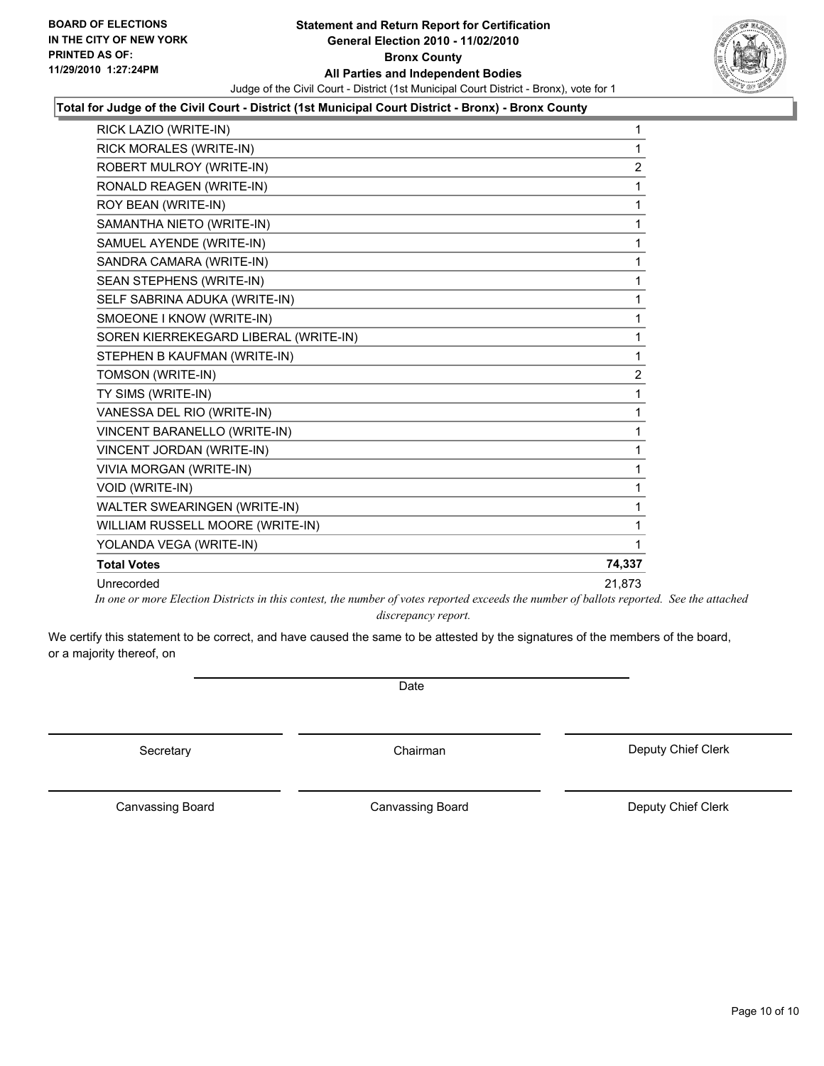**BOARD OF ELECTIONS IN THE CITY OF NEW YORK PRINTED AS OF: 11/29/2010 1:27:24PM**

**Statement and Return Report for Certification General Election 2010 - 11/02/2010 Bronx County All Parties and Independent Bodies**

Judge of the Civil Court - District (1st Municipal Court District - Bronx), vote for 1

**Total for Judge of the Civil Court - District (1st Municipal Court District - Bronx) - Bronx County**

| | |
|---|---|
| RICK LAZIO (WRITE-IN) | 1 |
| RICK MORALES (WRITE-IN) | 1 |
| ROBERT MULROY (WRITE-IN) | 2 |
| RONALD REAGEN (WRITE-IN) | 1 |
| ROY BEAN (WRITE-IN) | 1 |
| SAMANTHA NIETO (WRITE-IN) | 1 |
| SAMUEL AYENDE (WRITE-IN) | 1 |
| SANDRA CAMARA (WRITE-IN) | 1 |
| SEAN STEPHENS (WRITE-IN) | 1 |
| SELF SABRINA ADUKA (WRITE-IN) | 1 |
| SMOEONE I KNOW (WRITE-IN) | 1 |
| SOREN KIERREKEGARD LIBERAL (WRITE-IN) | 1 |
| STEPHEN B KAUFMAN (WRITE-IN) | 1 |
| TOMSON (WRITE-IN) | 2 |
| TY SIMS (WRITE-IN) | 1 |
| VANESSA DEL RIO (WRITE-IN) | 1 |
| VINCENT BARANELLO (WRITE-IN) | 1 |
| VINCENT JORDAN (WRITE-IN) | 1 |
| VIVIA MORGAN (WRITE-IN) | 1 |
| VOID (WRITE-IN) | 1 |
| WALTER SWEARINGEN (WRITE-IN) | 1 |
| WILLIAM RUSSELL MOORE (WRITE-IN) | 1 |
| YOLANDA VEGA (WRITE-IN) | 1 |
| **Total Votes** | **74,337** |
| Unrecorded | 21,873 |

*In one or more Election Districts in this contest, the number of votes reported exceeds the number of ballots reported. See the attached discrepancy report.*

We certify this statement to be correct, and have caused the same to be attested by the signatures of the members of the board, or a majority thereof, on

Date

Secretary | Chairman | Deputy Chief Clerk

Canvassing Board | Canvassing Board | Deputy Chief Clerk